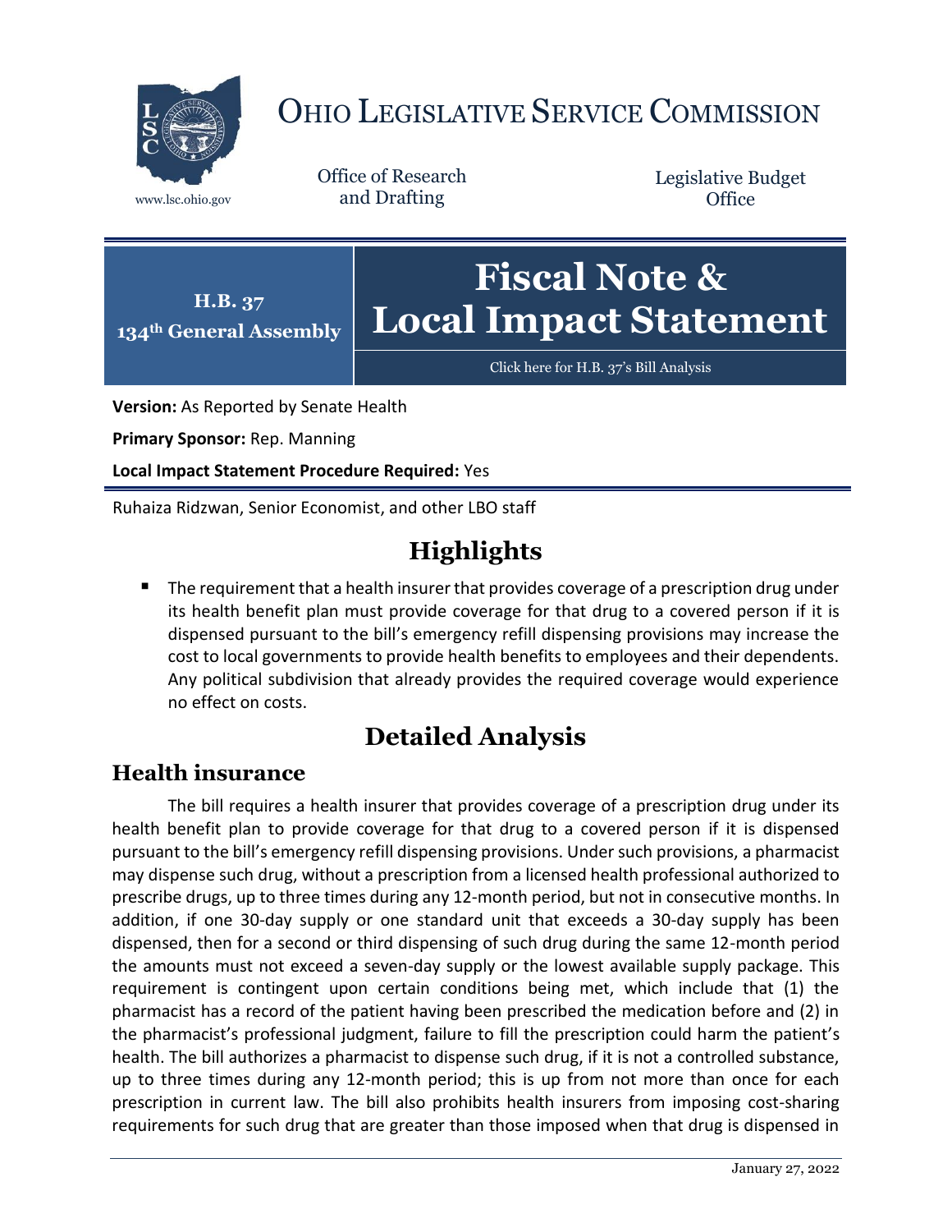# OHIO LEGISLATIVE SERVICE COMMISSION

www.lsc.ohio.gov

Office of Research and Drafting

Legislative Budget Office

**H.B. 37**
**134th General Assembly**

# Fiscal Note & Local Impact Statement

Click here for H.B. 37's Bill Analysis

**Version:** As Reported by Senate Health

**Primary Sponsor:** Rep. Manning

**Local Impact Statement Procedure Required:** Yes

Ruhaiza Ridzwan, Senior Economist, and other LBO staff

## Highlights

- The requirement that a health insurer that provides coverage of a prescription drug under its health benefit plan must provide coverage for that drug to a covered person if it is dispensed pursuant to the bill's emergency refill dispensing provisions may increase the cost to local governments to provide health benefits to employees and their dependents. Any political subdivision that already provides the required coverage would experience no effect on costs.

## Detailed Analysis

### Health insurance

The bill requires a health insurer that provides coverage of a prescription drug under its health benefit plan to provide coverage for that drug to a covered person if it is dispensed pursuant to the bill's emergency refill dispensing provisions. Under such provisions, a pharmacist may dispense such drug, without a prescription from a licensed health professional authorized to prescribe drugs, up to three times during any 12-month period, but not in consecutive months. In addition, if one 30-day supply or one standard unit that exceeds a 30-day supply has been dispensed, then for a second or third dispensing of such drug during the same 12-month period the amounts must not exceed a seven-day supply or the lowest available supply package. This requirement is contingent upon certain conditions being met, which include that (1) the pharmacist has a record of the patient having been prescribed the medication before and (2) in the pharmacist's professional judgment, failure to fill the prescription could harm the patient's health. The bill authorizes a pharmacist to dispense such drug, if it is not a controlled substance, up to three times during any 12-month period; this is up from not more than once for each prescription in current law. The bill also prohibits health insurers from imposing cost-sharing requirements for such drug that are greater than those imposed when that drug is dispensed in

January 27, 2022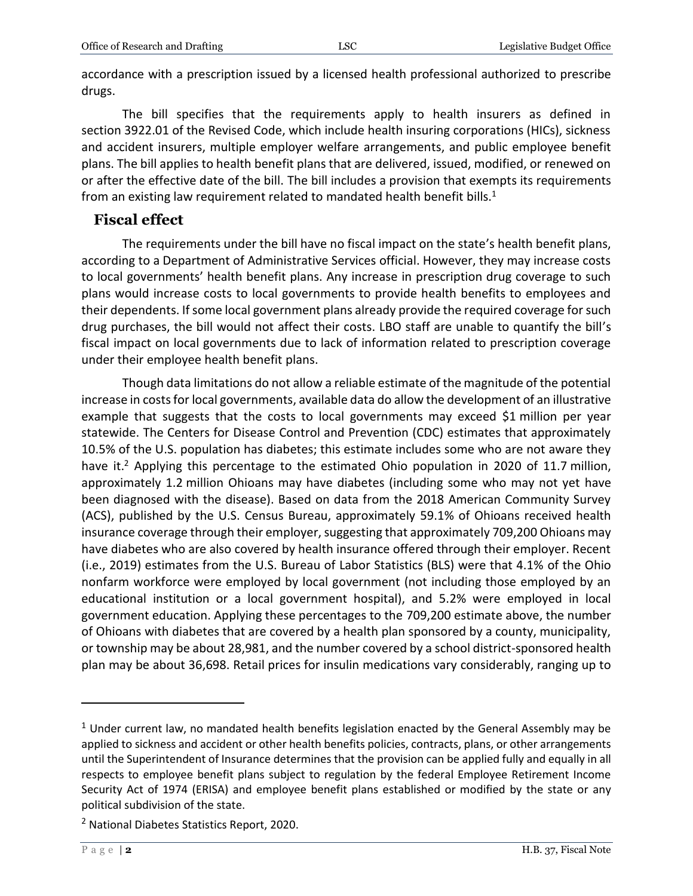accordance with a prescription issued by a licensed health professional authorized to prescribe drugs.

The bill specifies that the requirements apply to health insurers as defined in section 3922.01 of the Revised Code, which include health insuring corporations (HICs), sickness and accident insurers, multiple employer welfare arrangements, and public employee benefit plans. The bill applies to health benefit plans that are delivered, issued, modified, or renewed on or after the effective date of the bill. The bill includes a provision that exempts its requirements from an existing law requirement related to mandated health benefit bills.[1]

## Fiscal effect

The requirements under the bill have no fiscal impact on the state's health benefit plans, according to a Department of Administrative Services official. However, they may increase costs to local governments' health benefit plans. Any increase in prescription drug coverage to such plans would increase costs to local governments to provide health benefits to employees and their dependents. If some local government plans already provide the required coverage for such drug purchases, the bill would not affect their costs. LBO staff are unable to quantify the bill's fiscal impact on local governments due to lack of information related to prescription coverage under their employee health benefit plans.

Though data limitations do not allow a reliable estimate of the magnitude of the potential increase in costs for local governments, available data do allow the development of an illustrative example that suggests that the costs to local governments may exceed $1 million per year statewide. The Centers for Disease Control and Prevention (CDC) estimates that approximately 10.5% of the U.S. population has diabetes; this estimate includes some who are not aware they have it.[2] Applying this percentage to the estimated Ohio population in 2020 of 11.7 million, approximately 1.2 million Ohioans may have diabetes (including some who may not yet have been diagnosed with the disease). Based on data from the 2018 American Community Survey (ACS), published by the U.S. Census Bureau, approximately 59.1% of Ohioans received health insurance coverage through their employer, suggesting that approximately 709,200 Ohioans may have diabetes who are also covered by health insurance offered through their employer. Recent (i.e., 2019) estimates from the U.S. Bureau of Labor Statistics (BLS) were that 4.1% of the Ohio nonfarm workforce were employed by local government (not including those employed by an educational institution or a local government hospital), and 5.2% were employed in local government education. Applying these percentages to the 709,200 estimate above, the number of Ohioans with diabetes that are covered by a health plan sponsored by a county, municipality, or township may be about 28,981, and the number covered by a school district-sponsored health plan may be about 36,698. Retail prices for insulin medications vary considerably, ranging up to

---

[1] Under current law, no mandated health benefits legislation enacted by the General Assembly may be applied to sickness and accident or other health benefits policies, contracts, plans, or other arrangements until the Superintendent of Insurance determines that the provision can be applied fully and equally in all respects to employee benefit plans subject to regulation by the federal Employee Retirement Income Security Act of 1974 (ERISA) and employee benefit plans established or modified by the state or any political subdivision of the state.

[2] National Diabetes Statistics Report, 2020.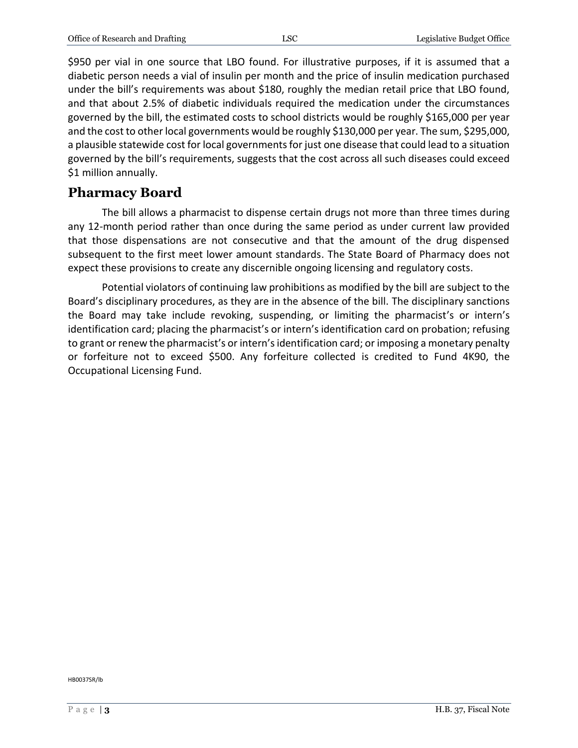$950 per vial in one source that LBO found. For illustrative purposes, if it is assumed that a diabetic person needs a vial of insulin per month and the price of insulin medication purchased under the bill's requirements was about $180, roughly the median retail price that LBO found, and that about 2.5% of diabetic individuals required the medication under the circumstances governed by the bill, the estimated costs to school districts would be roughly $165,000 per year and the cost to other local governments would be roughly $130,000 per year. The sum, $295,000, a plausible statewide cost for local governments for just one disease that could lead to a situation governed by the bill's requirements, suggests that the cost across all such diseases could exceed $1 million annually.

## Pharmacy Board

The bill allows a pharmacist to dispense certain drugs not more than three times during any 12-month period rather than once during the same period as under current law provided that those dispensations are not consecutive and that the amount of the drug dispensed subsequent to the first meet lower amount standards. The State Board of Pharmacy does not expect these provisions to create any discernible ongoing licensing and regulatory costs.

Potential violators of continuing law prohibitions as modified by the bill are subject to the Board's disciplinary procedures, as they are in the absence of the bill. The disciplinary sanctions the Board may take include revoking, suspending, or limiting the pharmacist's or intern's identification card; placing the pharmacist's or intern's identification card on probation; refusing to grant or renew the pharmacist's or intern's identification card; or imposing a monetary penalty or forfeiture not to exceed $500. Any forfeiture collected is credited to Fund 4K90, the Occupational Licensing Fund.

HB0037SR/lb